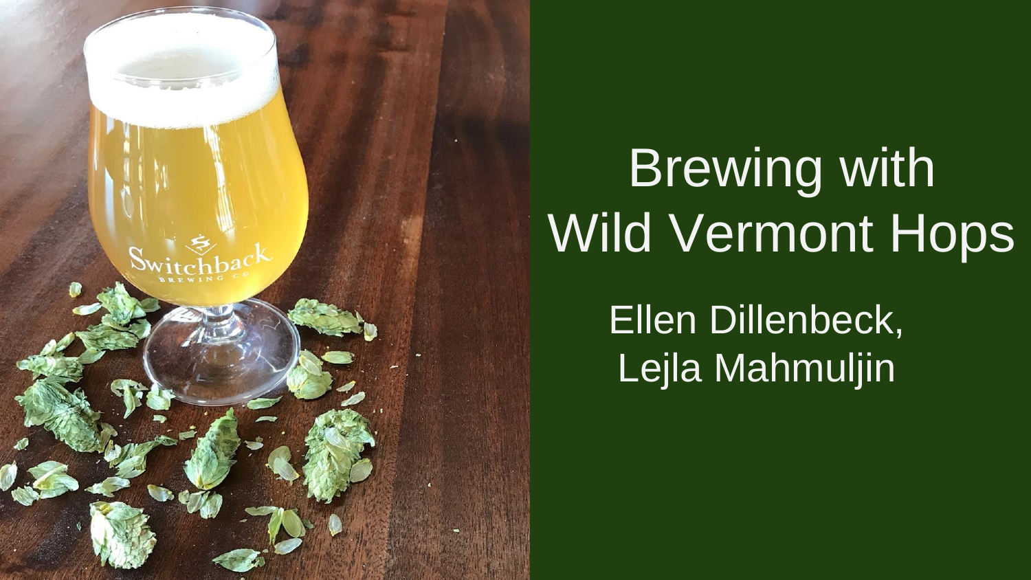# Brewing with Wild Vermont Hops

Ellen Dillenbeck,
Lejla Mahmuljin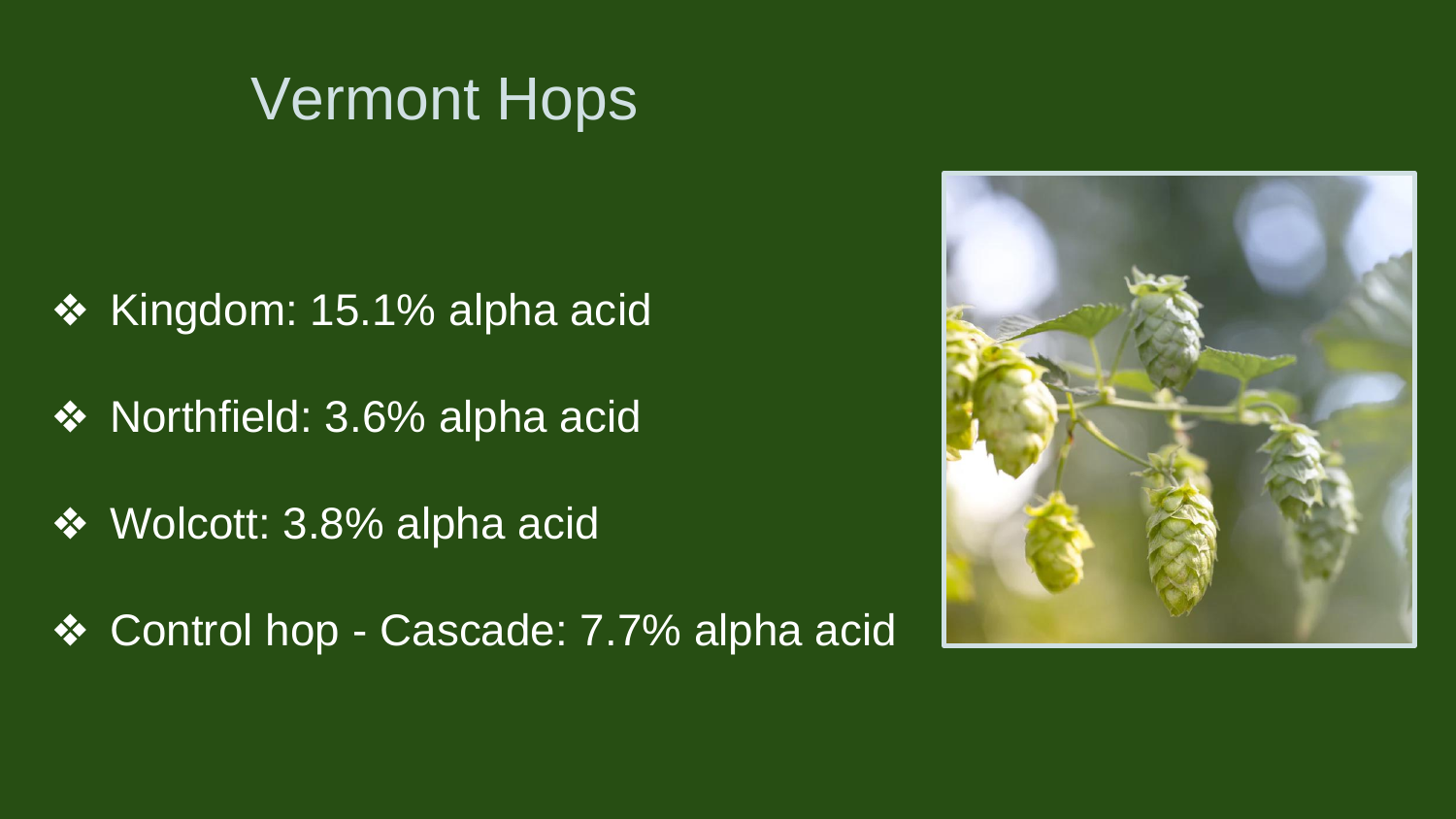# Vermont Hops

- Kingdom: 15.1% alpha acid
- Northfield: 3.6% alpha acid
- Wolcott: 3.8% alpha acid
- Control hop - Cascade: 7.7% alpha acid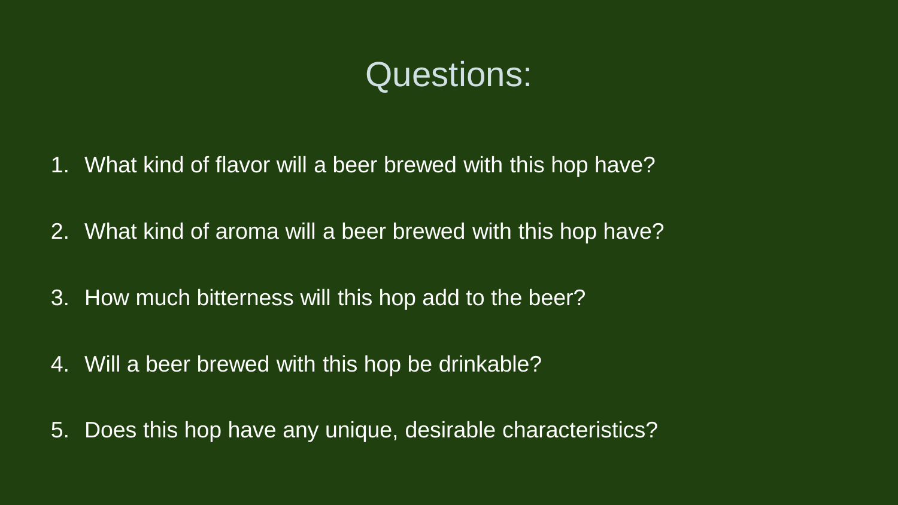# Questions:

1. What kind of flavor will a beer brewed with this hop have?
2. What kind of aroma will a beer brewed with this hop have?
3. How much bitterness will this hop add to the beer?
4. Will a beer brewed with this hop be drinkable?
5. Does this hop have any unique, desirable characteristics?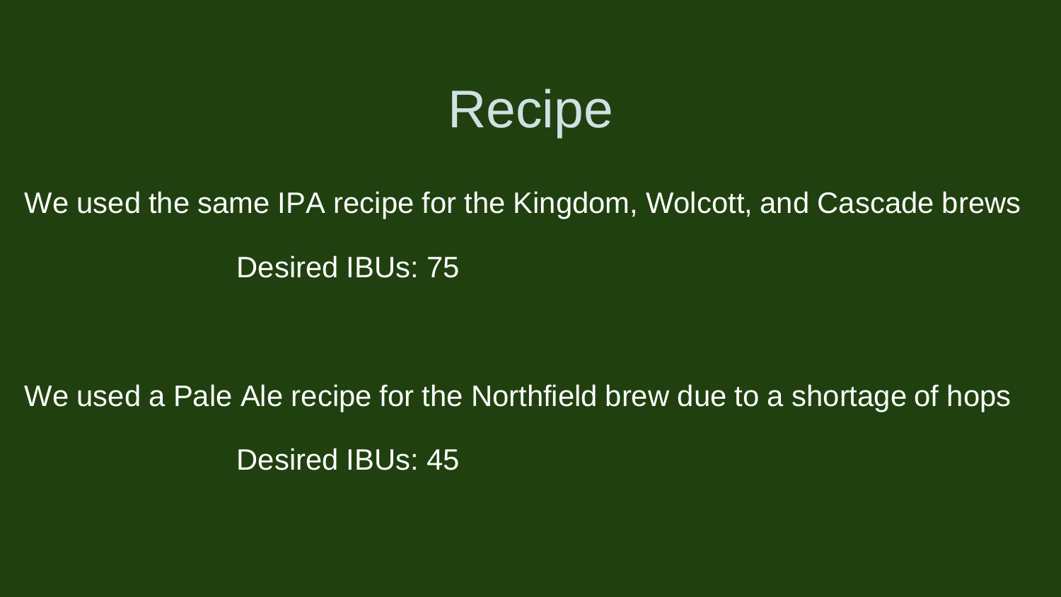# Recipe

We used the same IPA recipe for the Kingdom, Wolcott, and Cascade brews

Desired IBUs: 75

We used a Pale Ale recipe for the Northfield brew due to a shortage of hops

Desired IBUs: 45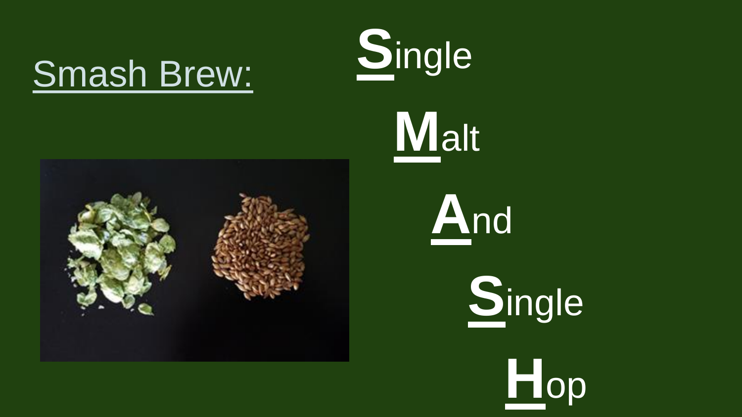## Smash Brew:

**S**ingle

**M**alt

**A**nd

**S**ingle

**H**op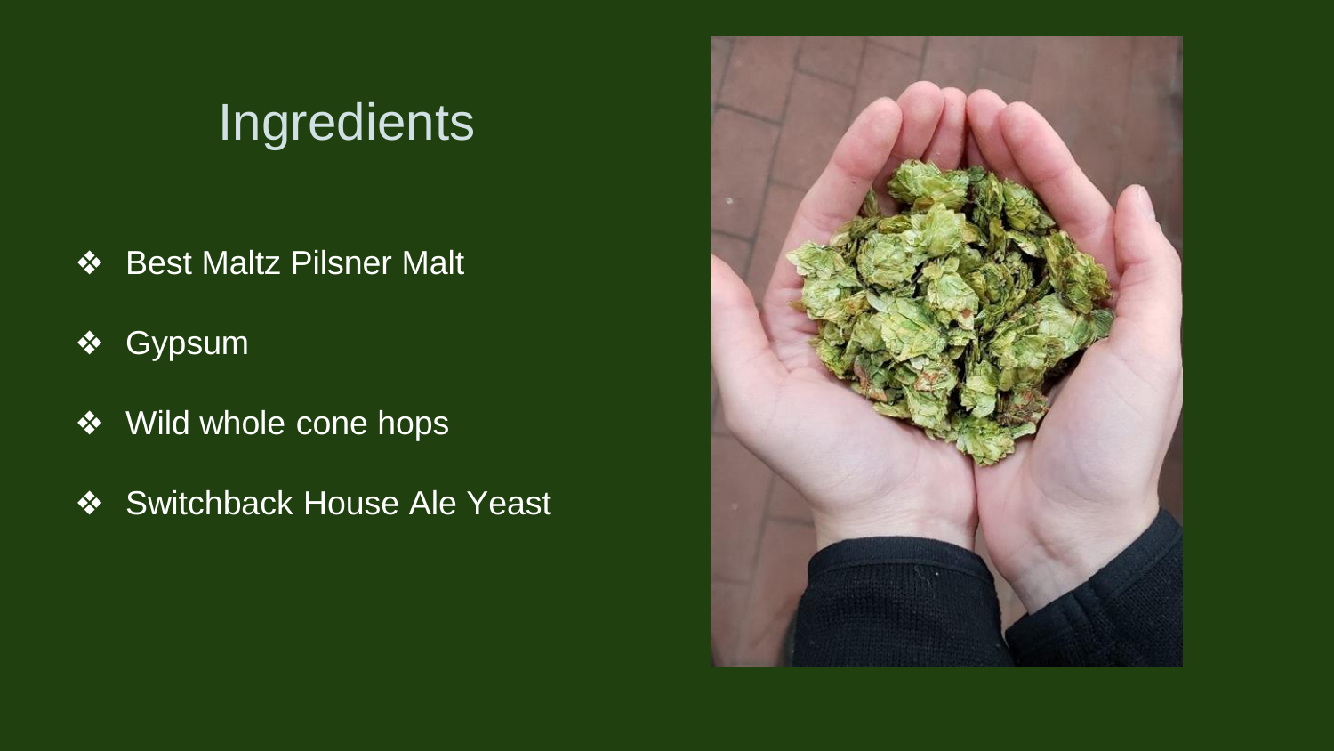# Ingredients

- Best Maltz Pilsner Malt
- Gypsum
- Wild whole cone hops
- Switchback House Ale Yeast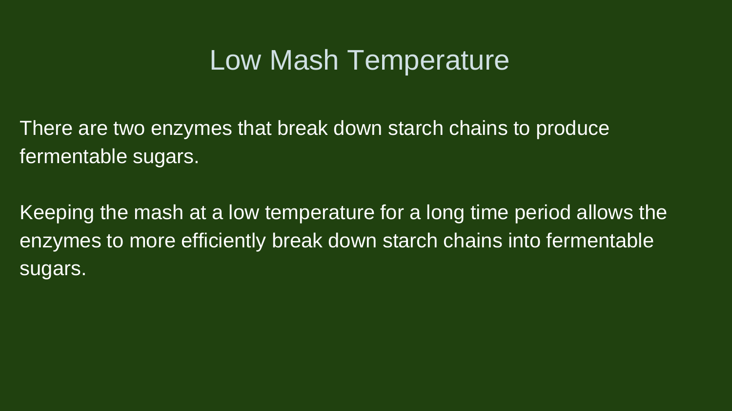# Low Mash Temperature

There are two enzymes that break down starch chains to produce fermentable sugars.

Keeping the mash at a low temperature for a long time period allows the enzymes to more efficiently break down starch chains into fermentable sugars.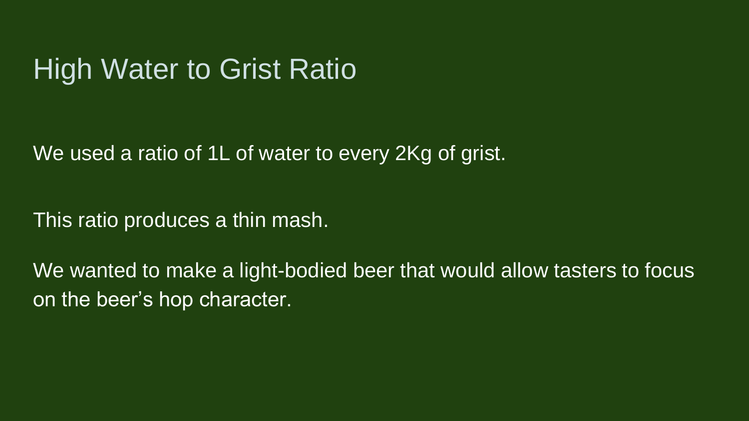# High Water to Grist Ratio

We used a ratio of 1L of water to every 2Kg of grist.

This ratio produces a thin mash.

We wanted to make a light-bodied beer that would allow tasters to focus on the beer's hop character.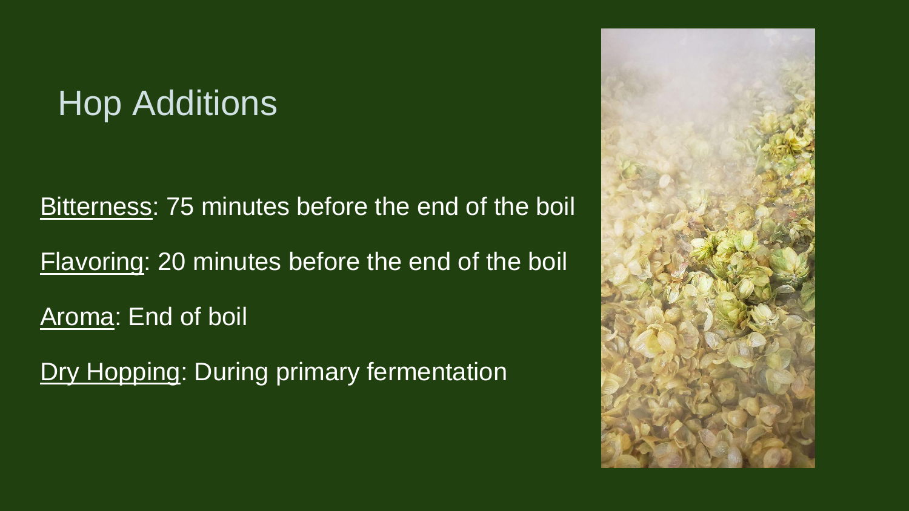# Hop Additions

Bitterness: 75 minutes before the end of the boil

Flavoring: 20 minutes before the end of the boil

Aroma: End of boil

Dry Hopping: During primary fermentation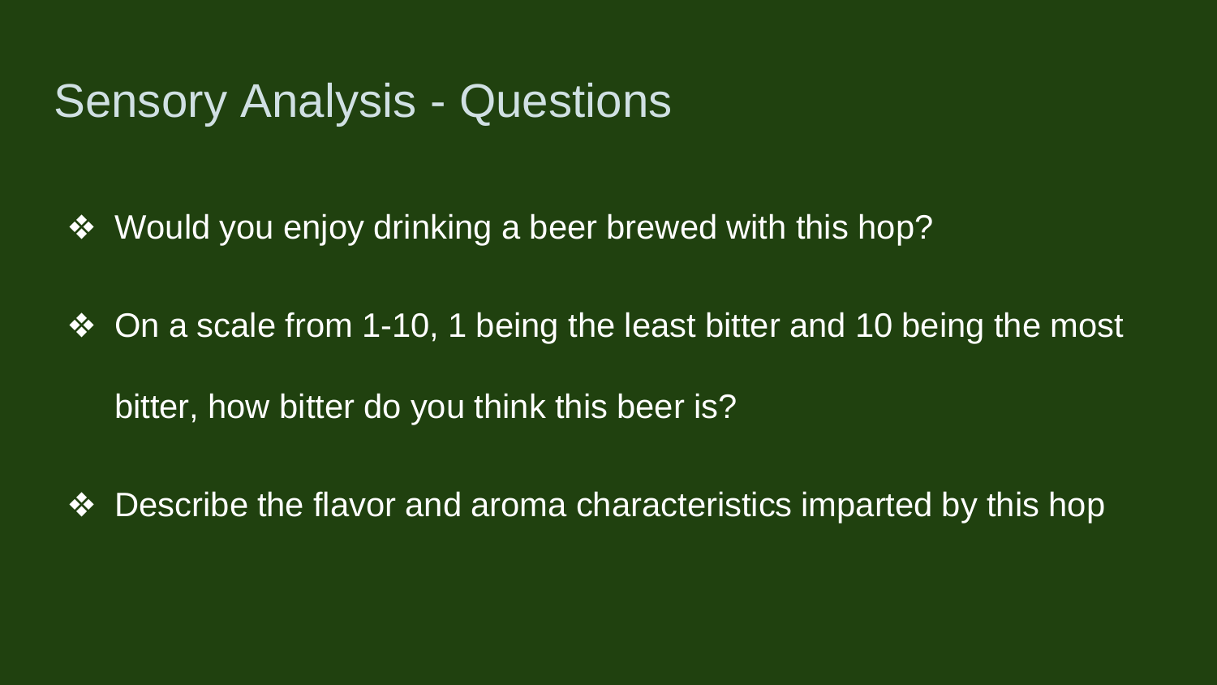# Sensory Analysis - Questions

- Would you enjoy drinking a beer brewed with this hop?
- On a scale from 1-10, 1 being the least bitter and 10 being the most bitter, how bitter do you think this beer is?
- Describe the flavor and aroma characteristics imparted by this hop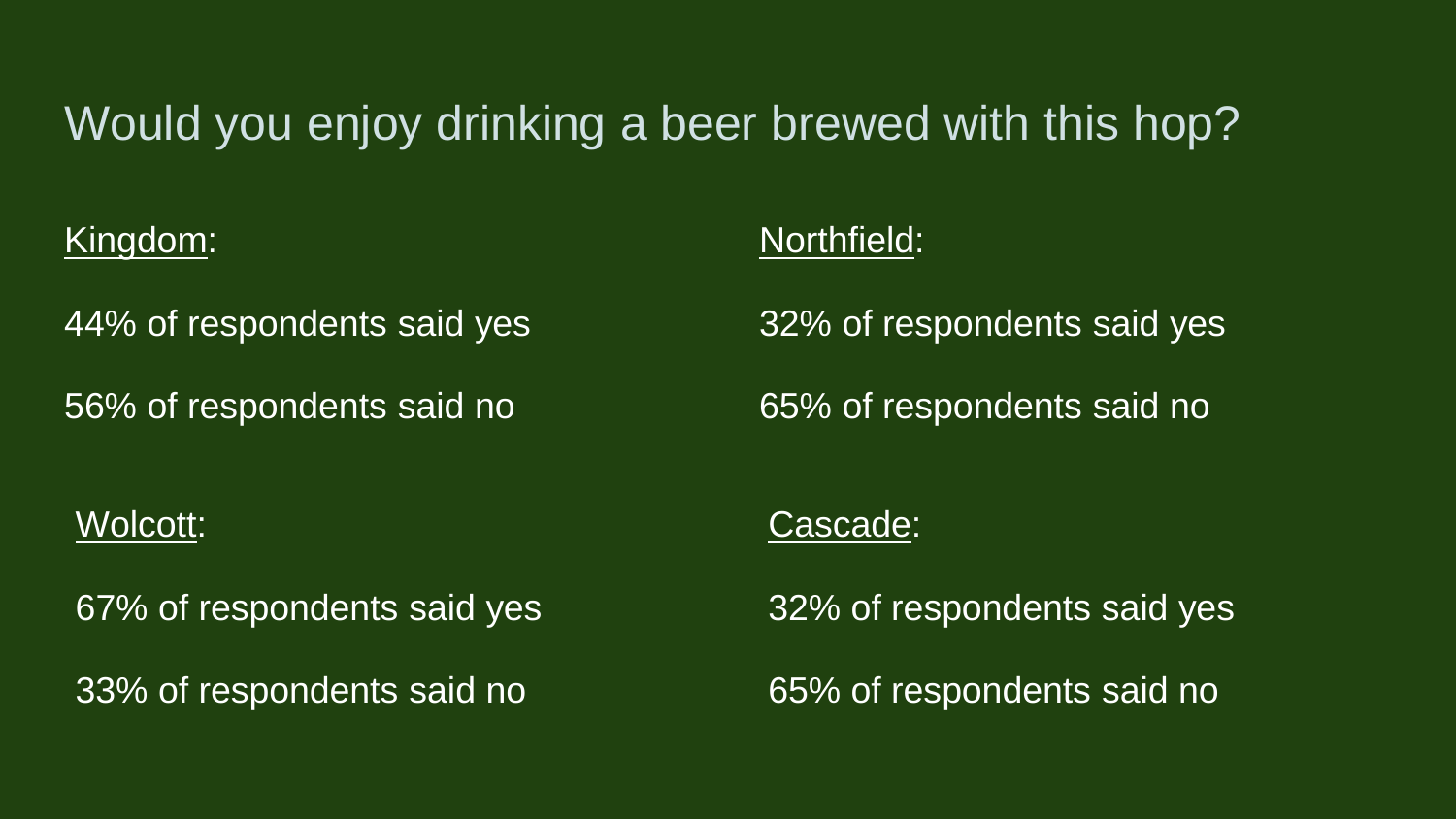# Would you enjoy drinking a beer brewed with this hop?

Kingdom:

44% of respondents said yes

56% of respondents said no

Northfield:

32% of respondents said yes

65% of respondents said no

Wolcott:

67% of respondents said yes

33% of respondents said no

Cascade:

32% of respondents said yes

65% of respondents said no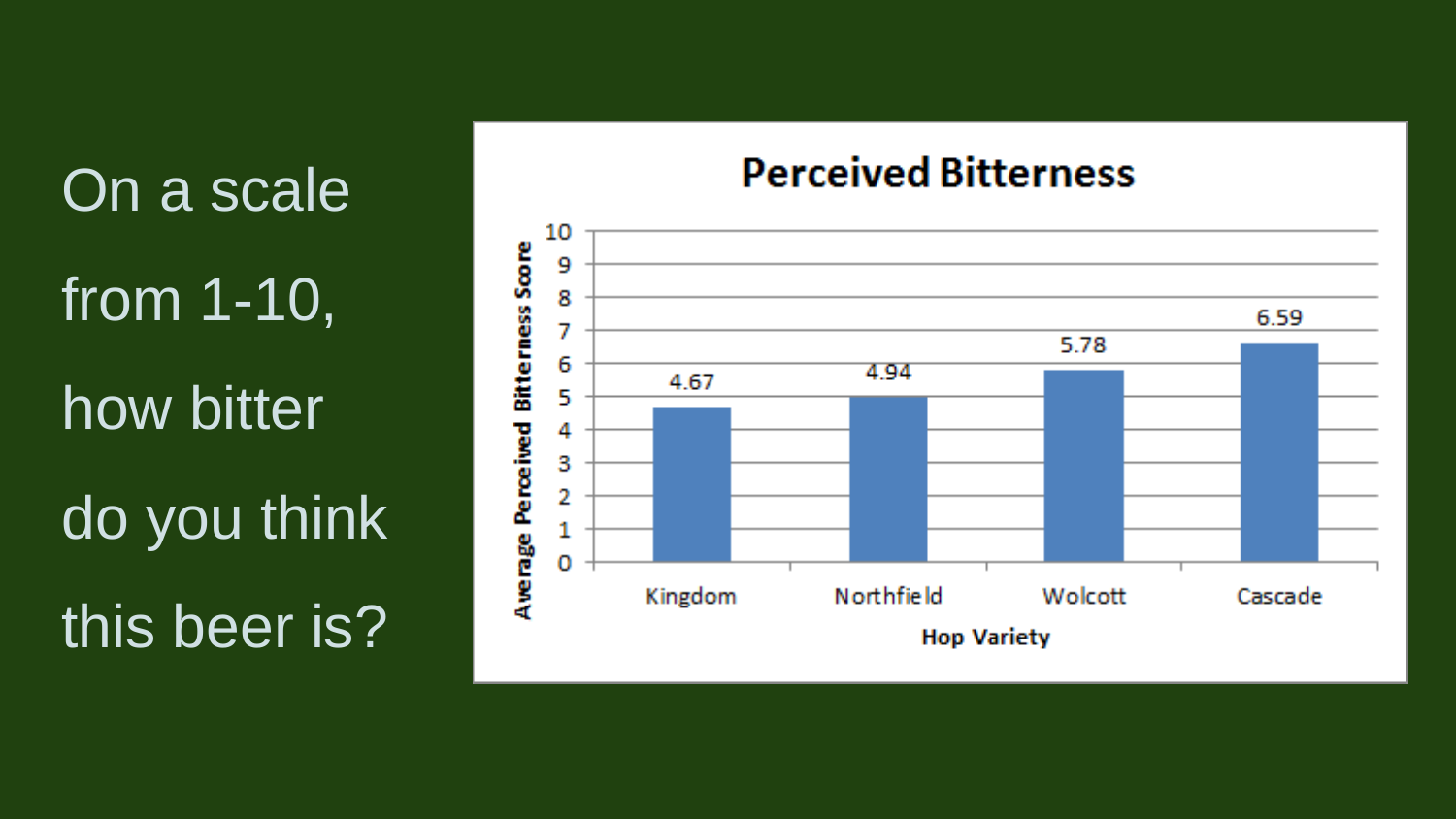On a scale from 1-10, how bitter do you think this beer is?

**Perceived Bitterness**

| Hop Variety | Average Perceived Bitterness Score |
|---|---|
| Kingdom | 4.67 |
| Northfield | 4.94 |
| Wolcott | 5.78 |
| Cascade | 6.59 |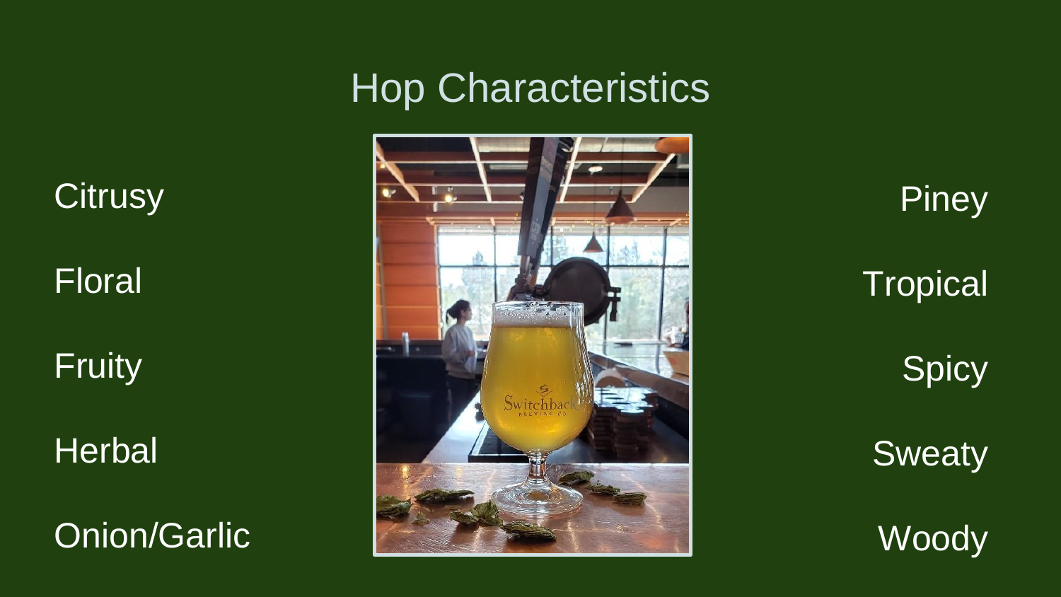# Hop Characteristics

- Citrusy
- Floral
- Fruity
- Herbal
- Onion/Garlic
- Piney
- Tropical
- Spicy
- Sweaty
- Woody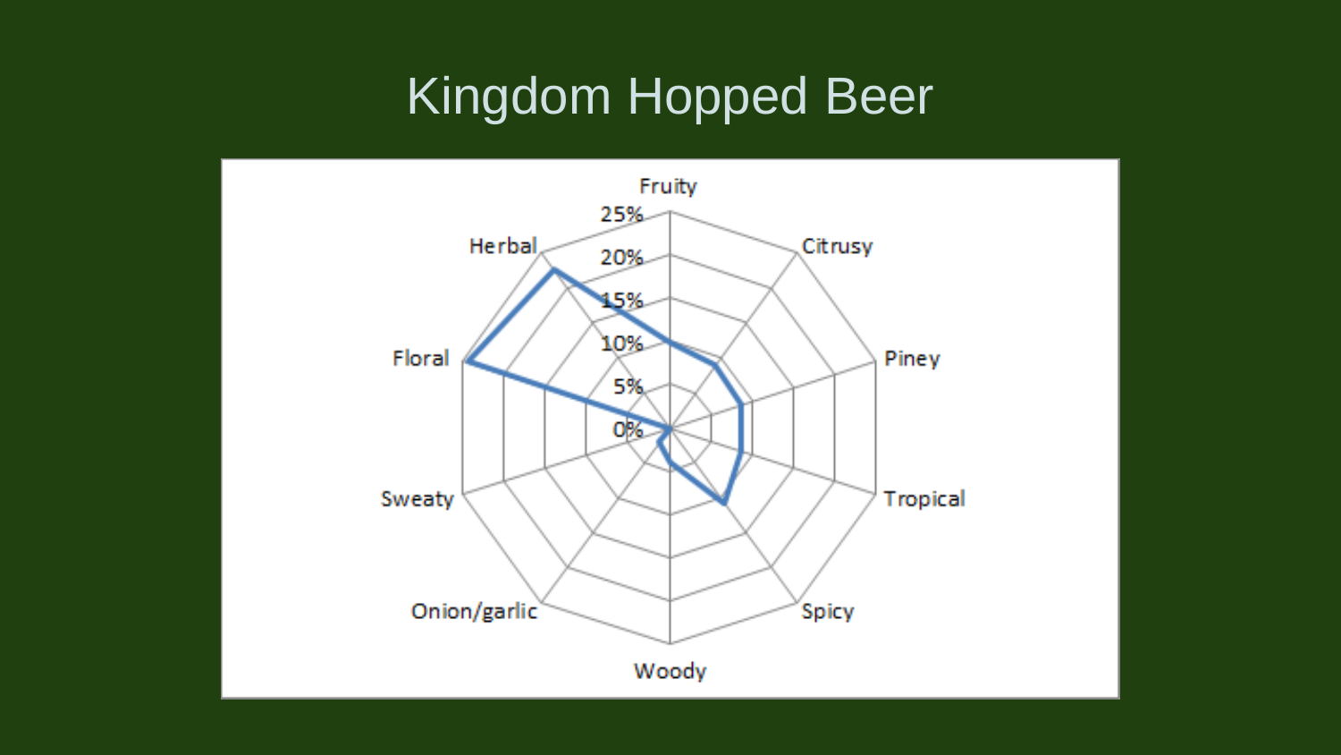# Kingdom Hopped Beer

Fruity
25%
20%
15%
10%
5%
0%

Citrusy

Piney

Tropical

Spicy

Woody

Onion/garlic

Sweaty

Floral

Herbal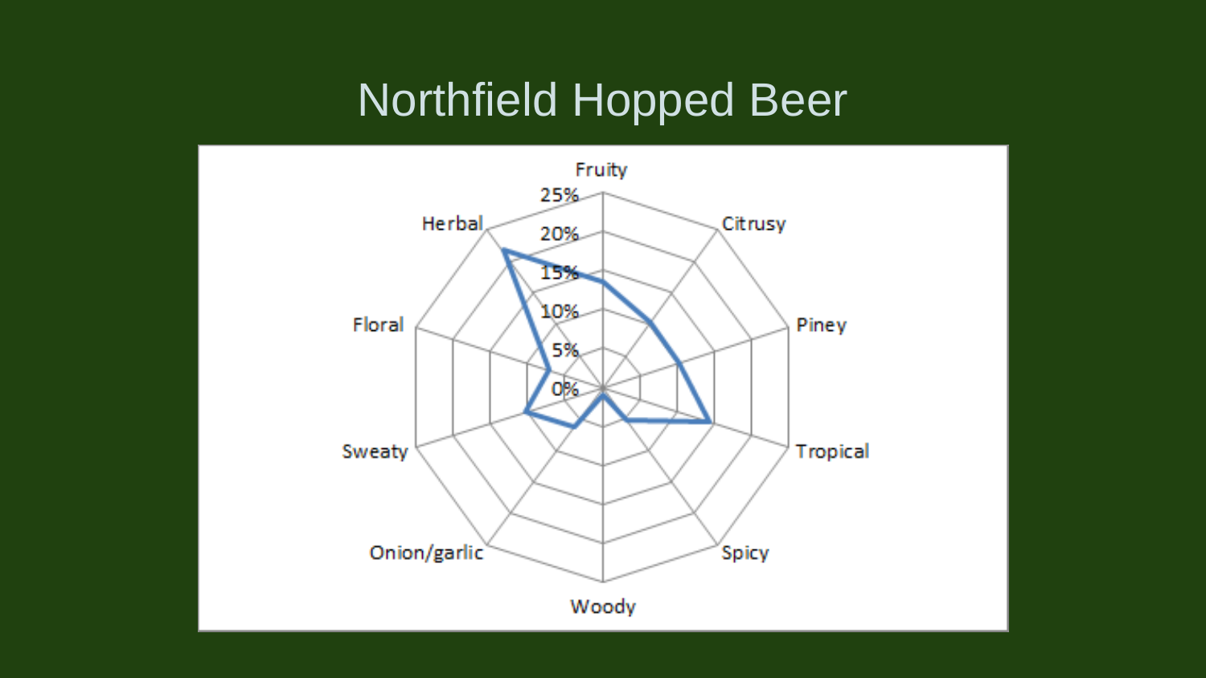# Northfield Hopped Beer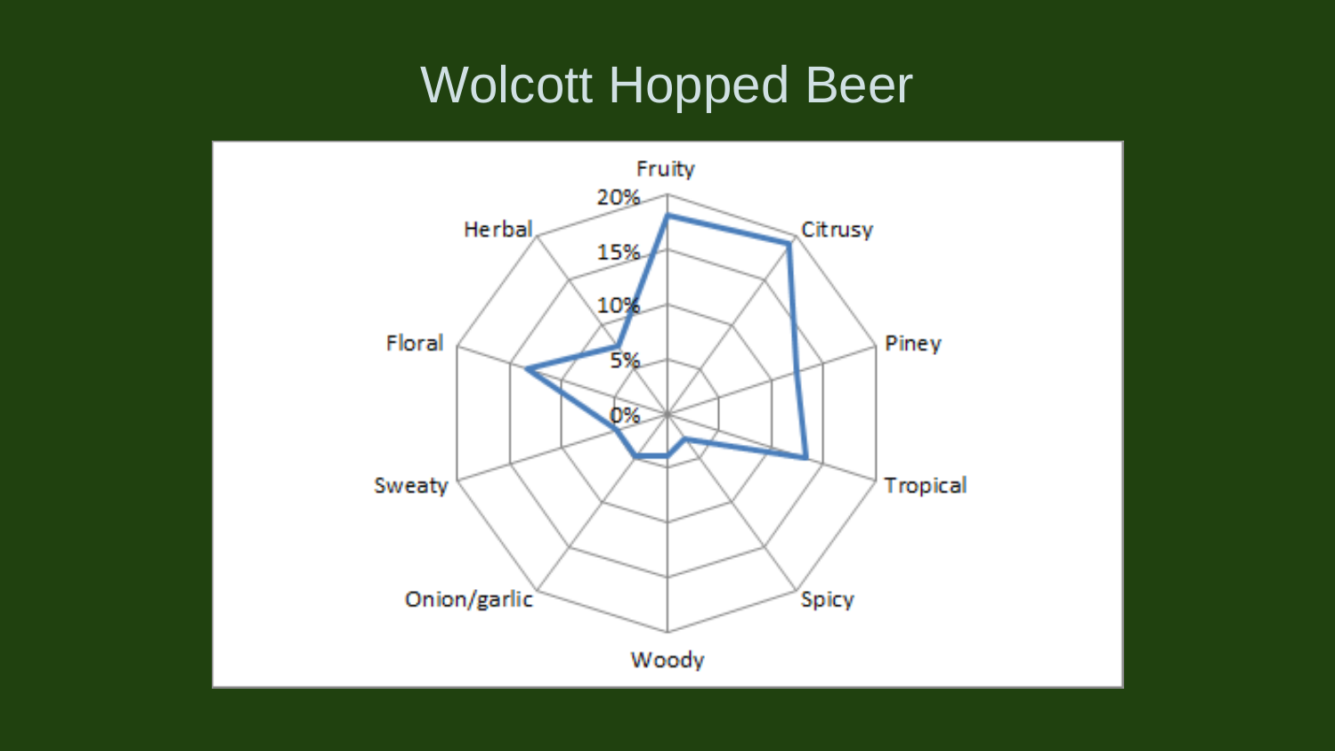# Wolcott Hopped Beer

Fruity
Citrusy
Piney
Tropical
Spicy
Woody
Onion/garlic
Sweaty
Floral
Herbal

20%
15%
10%
5%
0%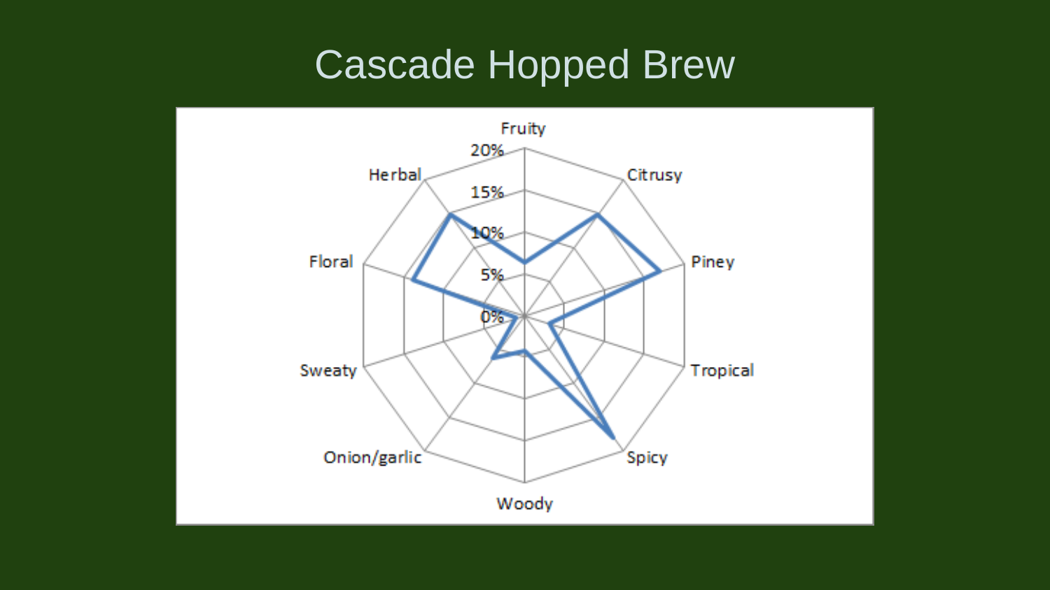# Cascade Hopped Brew

Fruity

20%

15%

10%

5%

0%

Citrusy

Piney

Tropical

Spicy

Woody

Onion/garlic

Sweaty

Floral

Herbal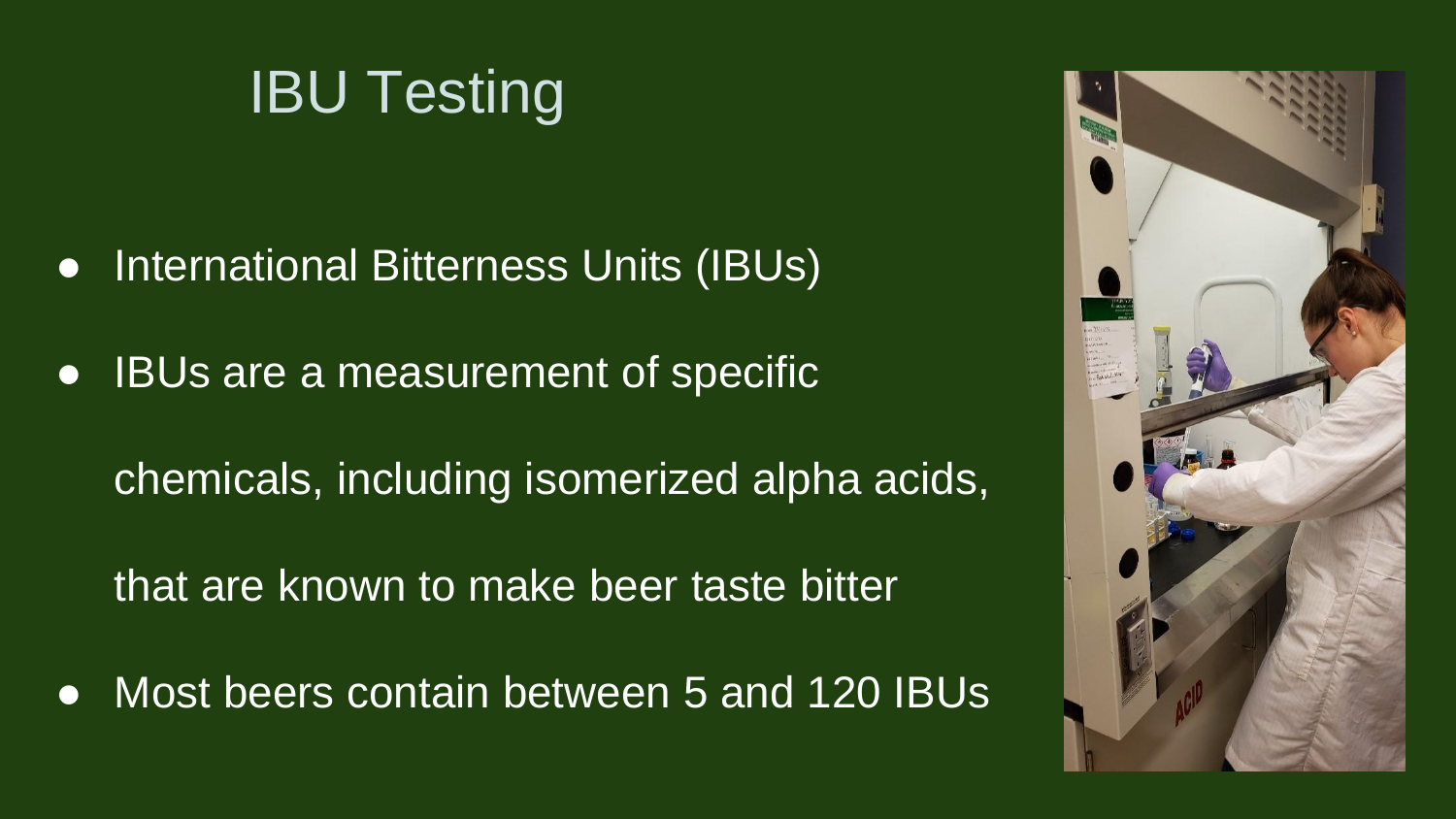# IBU Testing

- International Bitterness Units (IBUs)
- IBUs are a measurement of specific chemicals, including isomerized alpha acids, that are known to make beer taste bitter
- Most beers contain between 5 and 120 IBUs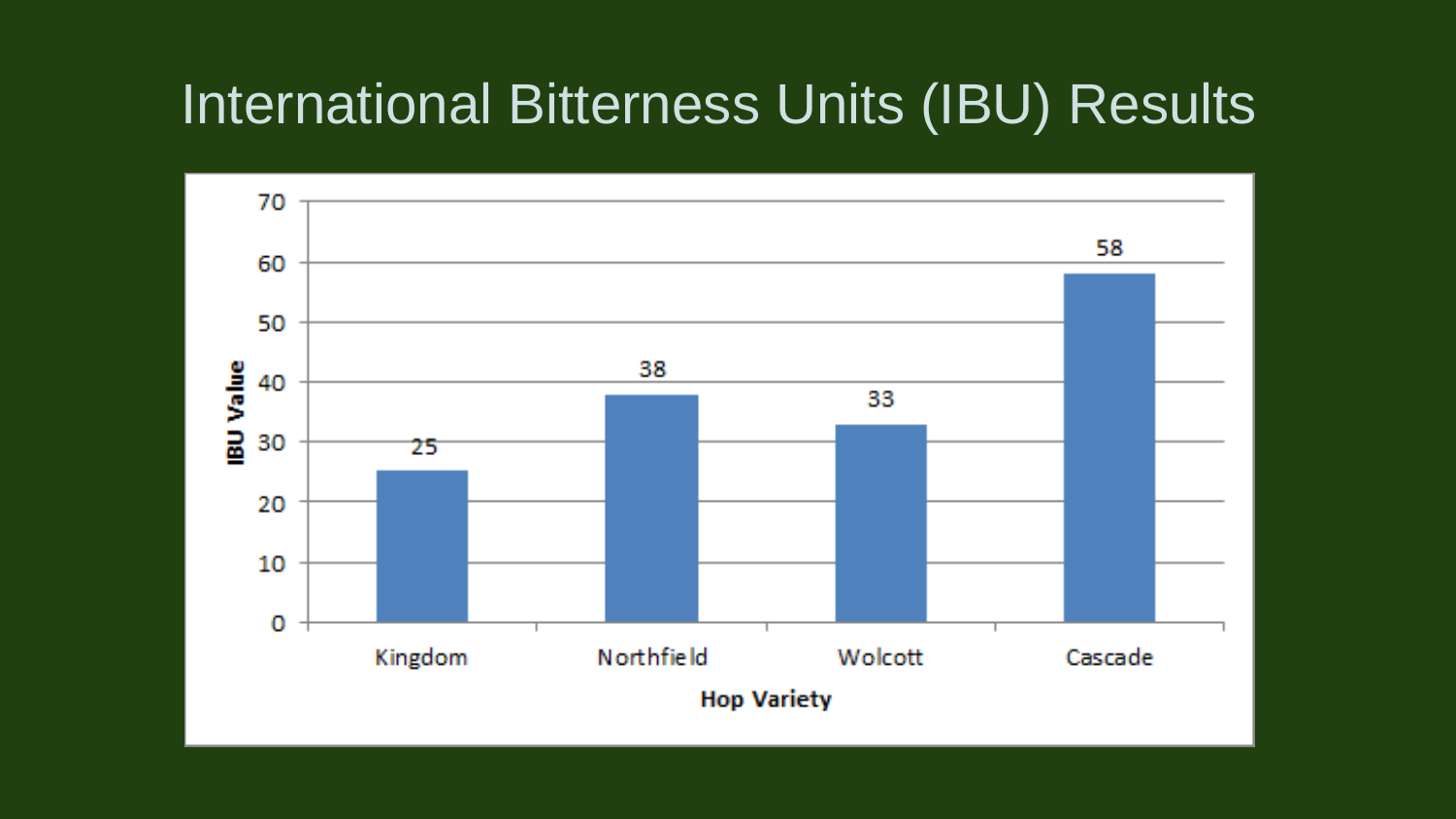# International Bitterness Units (IBU) Results

| Hop Variety | IBU Value |
|---|---|
| Kingdom | 25 |
| Northfield | 38 |
| Wolcott | 33 |
| Cascade | 58 |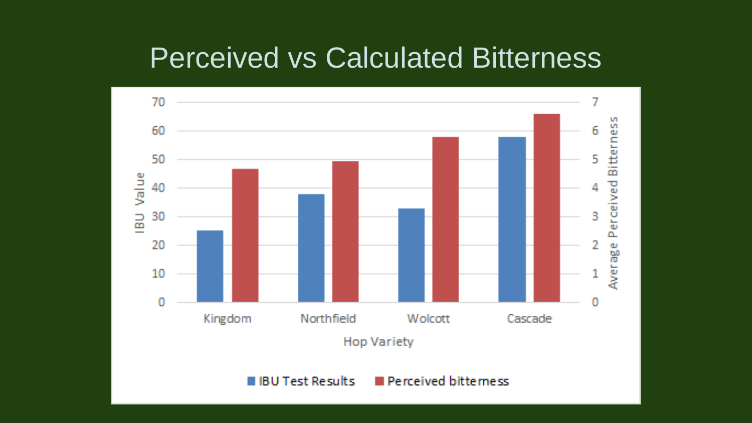# Perceived vs Calculated Bitterness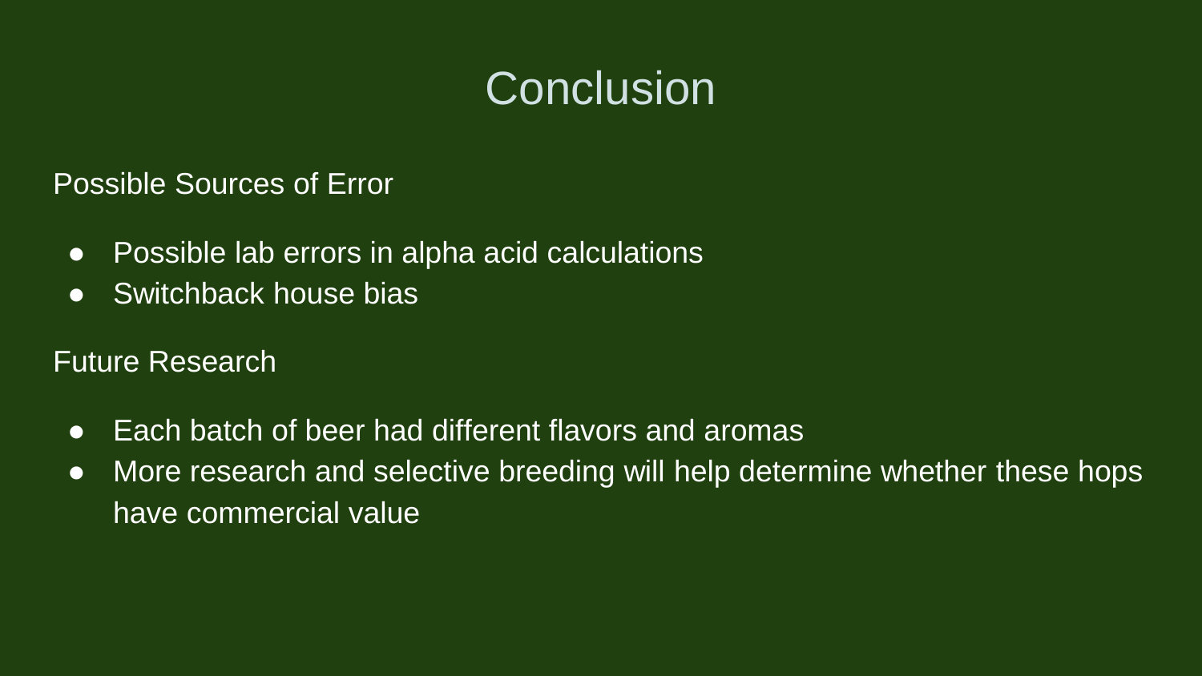# Conclusion

Possible Sources of Error

- Possible lab errors in alpha acid calculations
- Switchback house bias

Future Research

- Each batch of beer had different flavors and aromas
- More research and selective breeding will help determine whether these hops have commercial value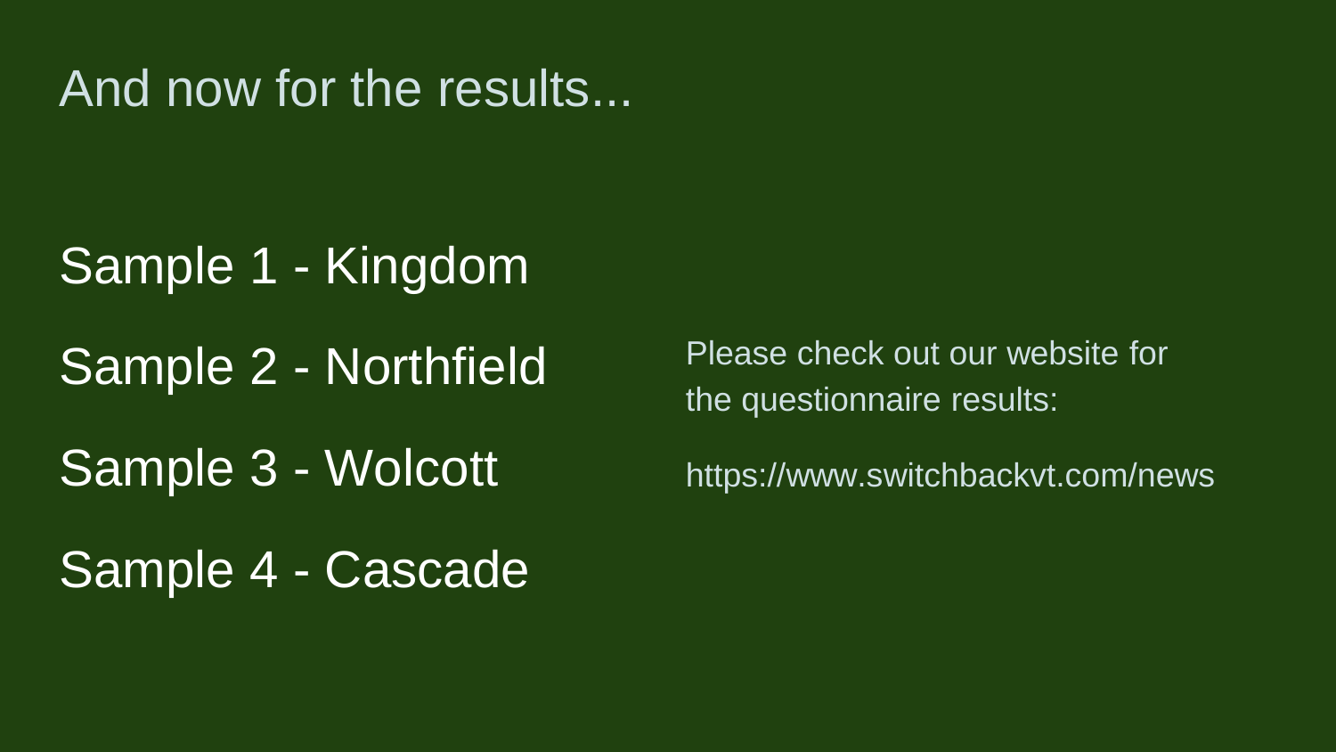# And now for the results...

Sample 1 - Kingdom

Sample 2 - Northfield

Sample 3 - Wolcott

Sample 4 - Cascade

Please check out our website for the questionnaire results:

https://www.switchbackvt.com/news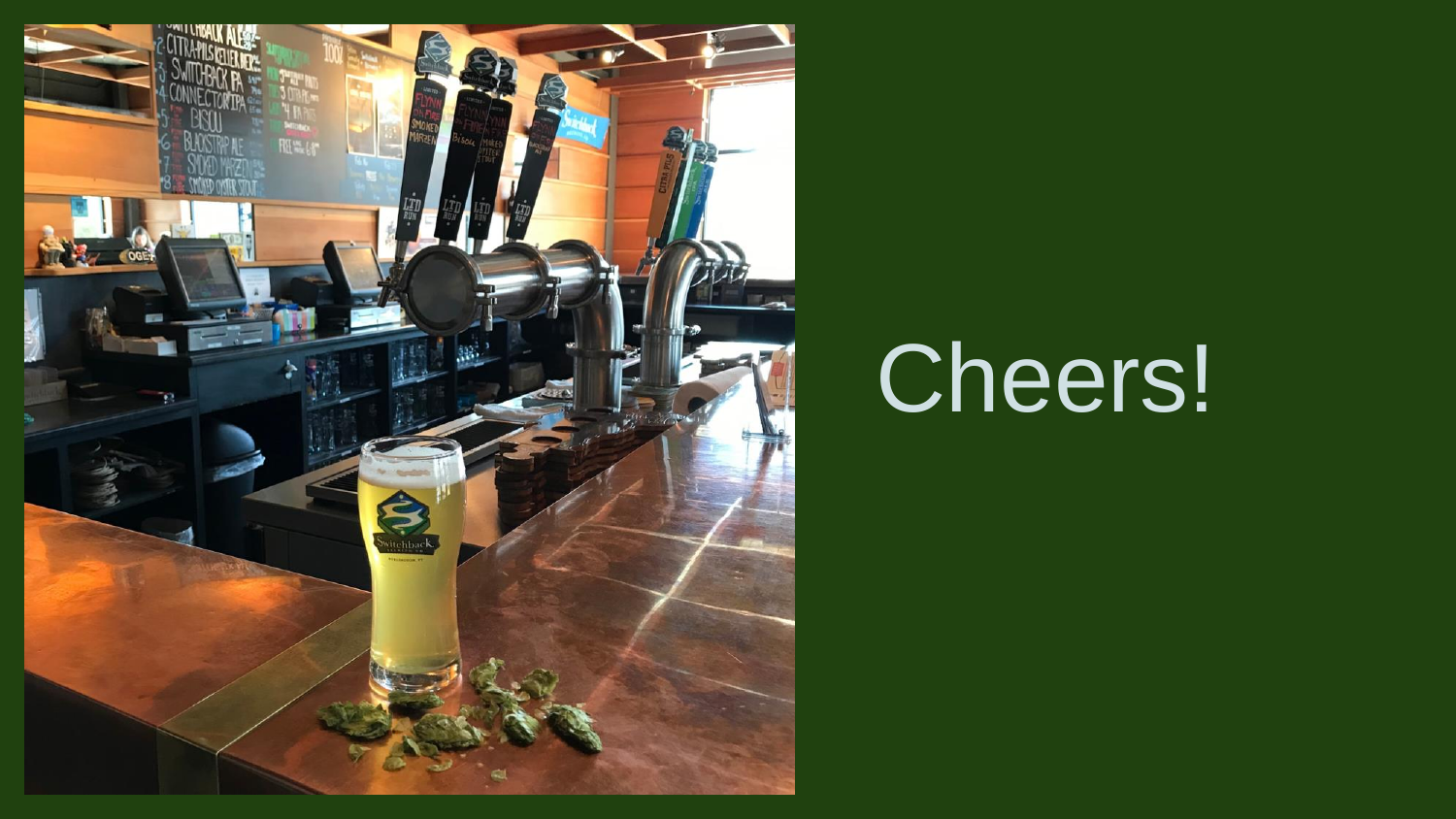Cheers!